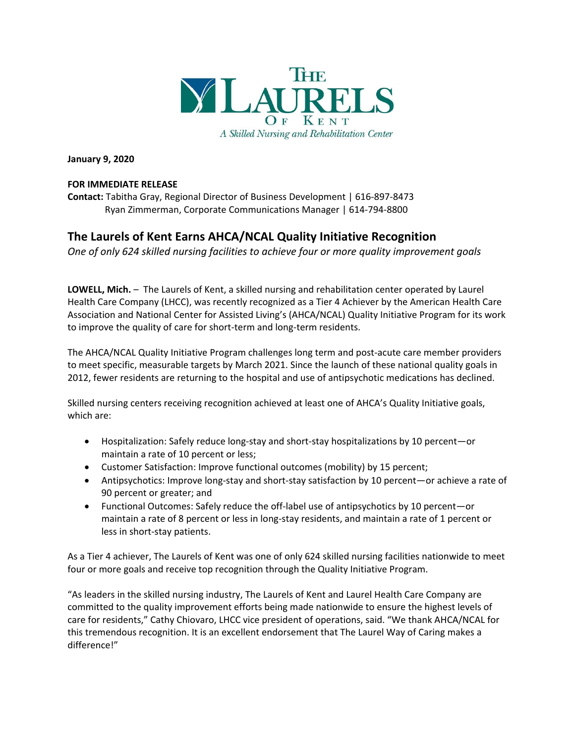THE LAURELS OF KENT
*A Skilled Nursing and Rehabilitation Center*

**January 9, 2020**

**FOR IMMEDIATE RELEASE**
**Contact:** Tabitha Gray, Regional Director of Business Development | 616-897-8473
Ryan Zimmerman, Corporate Communications Manager | 614-794-8800

## The Laurels of Kent Earns AHCA/NCAL Quality Initiative Recognition

*One of only 624 skilled nursing facilities to achieve four or more quality improvement goals*

**LOWELL, Mich.** – The Laurels of Kent, a skilled nursing and rehabilitation center operated by Laurel Health Care Company (LHCC), was recently recognized as a Tier 4 Achiever by the American Health Care Association and National Center for Assisted Living's (AHCA/NCAL) Quality Initiative Program for its work to improve the quality of care for short-term and long-term residents.

The AHCA/NCAL Quality Initiative Program challenges long term and post-acute care member providers to meet specific, measurable targets by March 2021. Since the launch of these national quality goals in 2012, fewer residents are returning to the hospital and use of antipsychotic medications has declined.

Skilled nursing centers receiving recognition achieved at least one of AHCA's Quality Initiative goals, which are:

- Hospitalization: Safely reduce long-stay and short-stay hospitalizations by 10 percent—or maintain a rate of 10 percent or less;
- Customer Satisfaction: Improve functional outcomes (mobility) by 15 percent;
- Antipsychotics: Improve long-stay and short-stay satisfaction by 10 percent—or achieve a rate of 90 percent or greater; and
- Functional Outcomes: Safely reduce the off-label use of antipsychotics by 10 percent—or maintain a rate of 8 percent or less in long-stay residents, and maintain a rate of 1 percent or less in short-stay patients.

As a Tier 4 achiever, The Laurels of Kent was one of only 624 skilled nursing facilities nationwide to meet four or more goals and receive top recognition through the Quality Initiative Program.

"As leaders in the skilled nursing industry, The Laurels of Kent and Laurel Health Care Company are committed to the quality improvement efforts being made nationwide to ensure the highest levels of care for residents," Cathy Chiovaro, LHCC vice president of operations, said. "We thank AHCA/NCAL for this tremendous recognition. It is an excellent endorsement that The Laurel Way of Caring makes a difference!"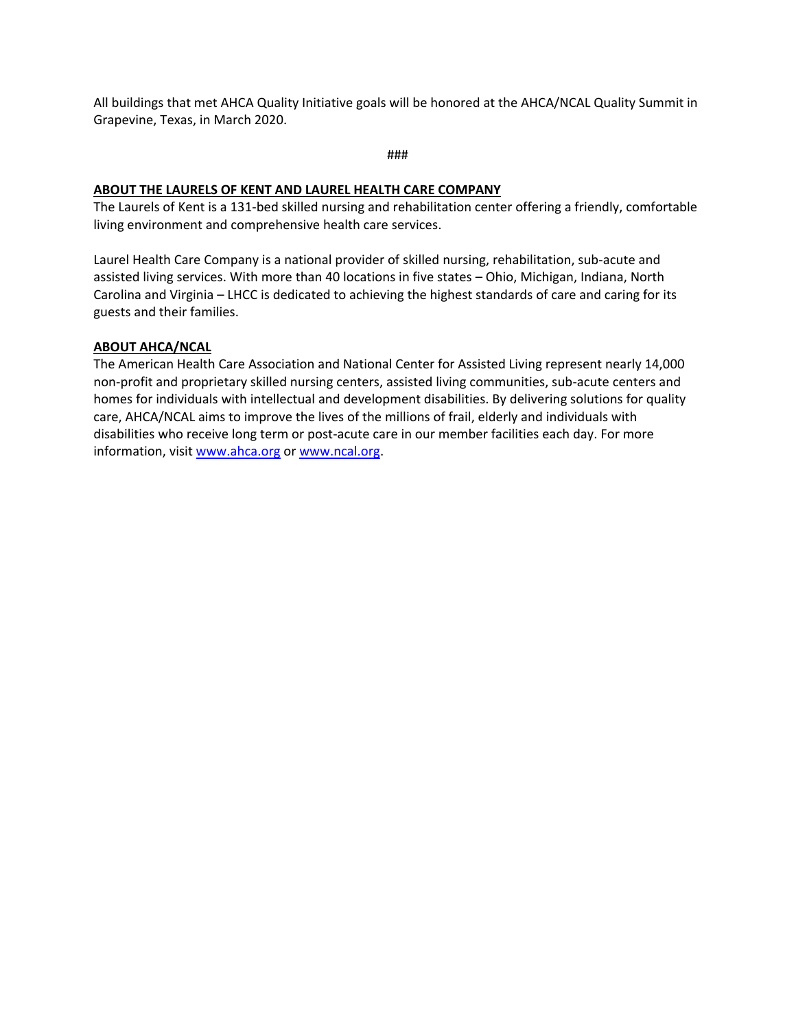All buildings that met AHCA Quality Initiative goals will be honored at the AHCA/NCAL Quality Summit in Grapevine, Texas, in March 2020.

###

**ABOUT THE LAURELS OF KENT AND LAUREL HEALTH CARE COMPANY**

The Laurels of Kent is a 131-bed skilled nursing and rehabilitation center offering a friendly, comfortable living environment and comprehensive health care services.

Laurel Health Care Company is a national provider of skilled nursing, rehabilitation, sub-acute and assisted living services. With more than 40 locations in five states – Ohio, Michigan, Indiana, North Carolina and Virginia – LHCC is dedicated to achieving the highest standards of care and caring for its guests and their families.

**ABOUT AHCA/NCAL**

The American Health Care Association and National Center for Assisted Living represent nearly 14,000 non-profit and proprietary skilled nursing centers, assisted living communities, sub-acute centers and homes for individuals with intellectual and development disabilities. By delivering solutions for quality care, AHCA/NCAL aims to improve the lives of the millions of frail, elderly and individuals with disabilities who receive long term or post-acute care in our member facilities each day. For more information, visit [www.ahca.org](http://www.ahca.org) or [www.ncal.org](http://www.ncal.org).